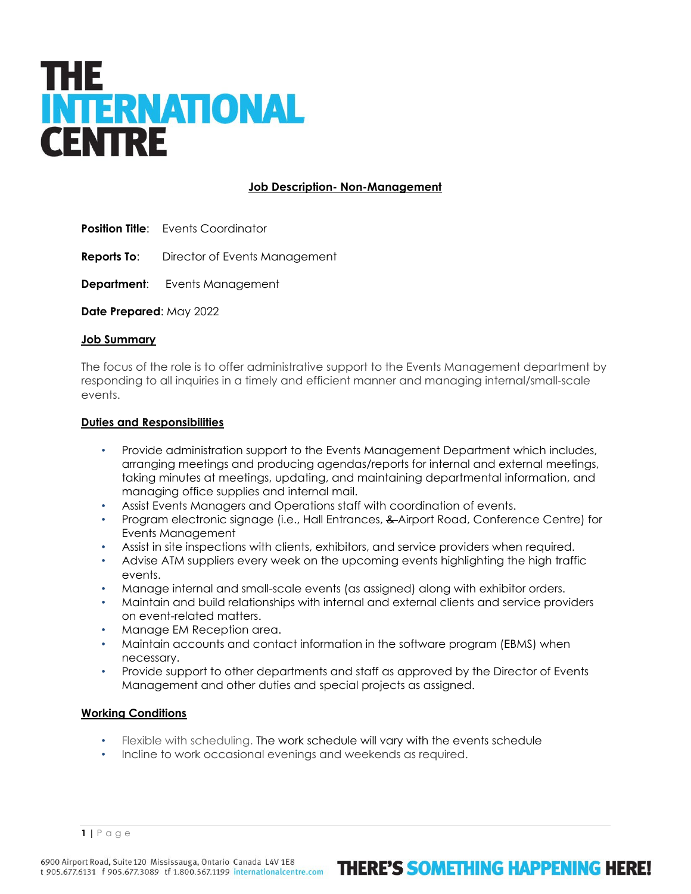# THE INTERNATIONAL CENTRE

## Job Description- Non-Management

**Position Title**: Events Coordinator

**Reports To**: Director of Events Management

**Department**: Events Management

**Date Prepared**: May 2022

### Job Summary

The focus of the role is to offer administrative support to the Events Management department by responding to all inquiries in a timely and efficient manner and managing internal/small-scale events.

### Duties and Responsibilities

- Provide administration support to the Events Management Department which includes, arranging meetings and producing agendas/reports for internal and external meetings, taking minutes at meetings, updating, and maintaining departmental information, and managing office supplies and internal mail.
- Assist Events Managers and Operations staff with coordination of events.
- Program electronic signage (i.e., Hall Entrances, ~~&~~ Airport Road, Conference Centre) for Events Management
- Assist in site inspections with clients, exhibitors, and service providers when required.
- Advise ATM suppliers every week on the upcoming events highlighting the high traffic events.
- Manage internal and small-scale events (as assigned) along with exhibitor orders.
- Maintain and build relationships with internal and external clients and service providers on event-related matters.
- Manage EM Reception area.
- Maintain accounts and contact information in the software program (EBMS) when necessary.
- Provide support to other departments and staff as approved by the Director of Events Management and other duties and special projects as assigned.

### Working Conditions

- Flexible with scheduling. The work schedule will vary with the events schedule
- Incline to work occasional evenings and weekends as required.

6900 Airport Road, Suite 120 Mississauga, Ontario Canada L4V 1E8
t 905.677.6131 f 905.677.3089 tf 1.800.567.1199 internationalcentre.com

THERE'S SOMETHING HAPPENING HERE!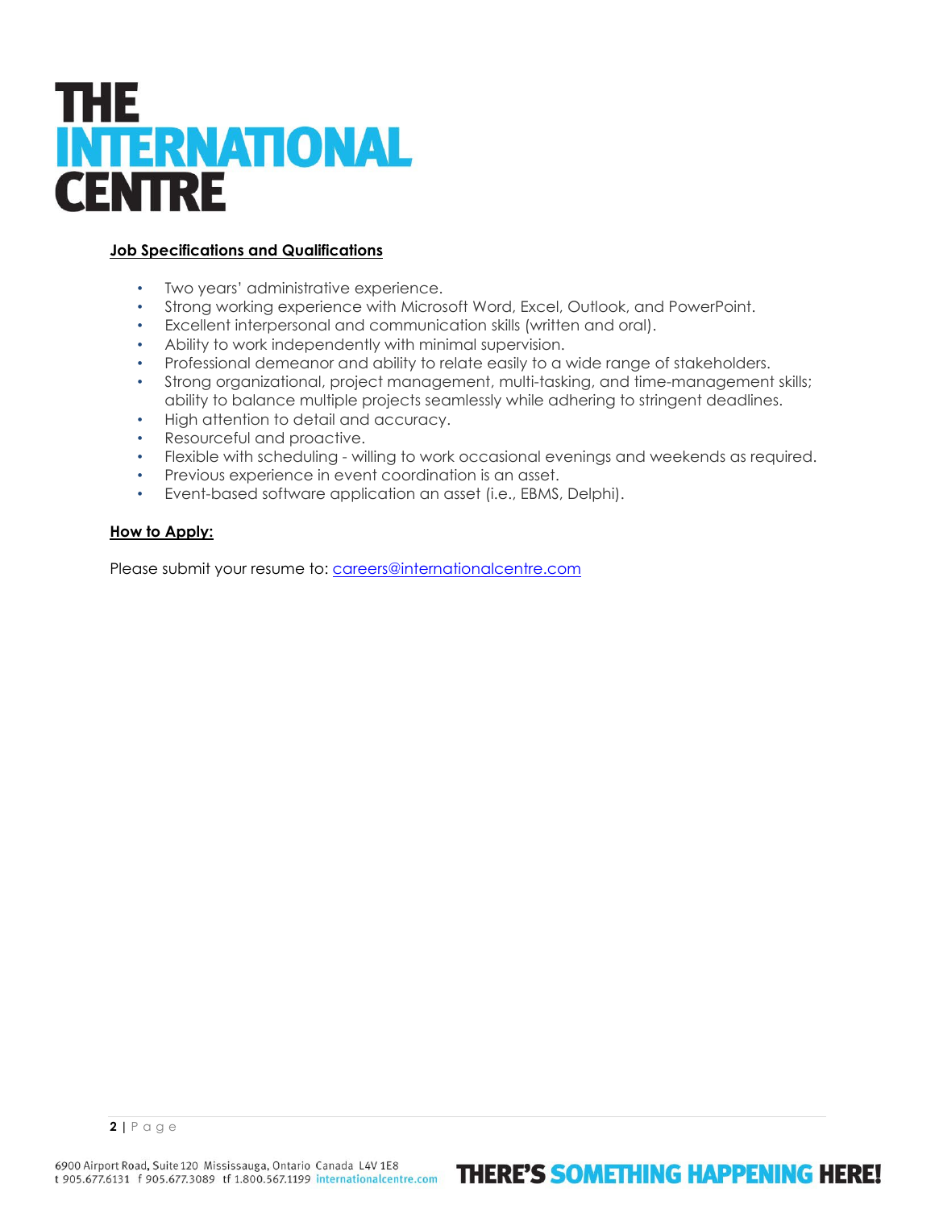## Job Specifications and Qualifications

- Two years' administrative experience.
- Strong working experience with Microsoft Word, Excel, Outlook, and PowerPoint.
- Excellent interpersonal and communication skills (written and oral).
- Ability to work independently with minimal supervision.
- Professional demeanor and ability to relate easily to a wide range of stakeholders.
- Strong organizational, project management, multi-tasking, and time-management skills; ability to balance multiple projects seamlessly while adhering to stringent deadlines.
- High attention to detail and accuracy.
- Resourceful and proactive.
- Flexible with scheduling - willing to work occasional evenings and weekends as required.
- Previous experience in event coordination is an asset.
- Event-based software application an asset (i.e., EBMS, Delphi).

## How to Apply:

Please submit your resume to: careers@internationalcentre.com